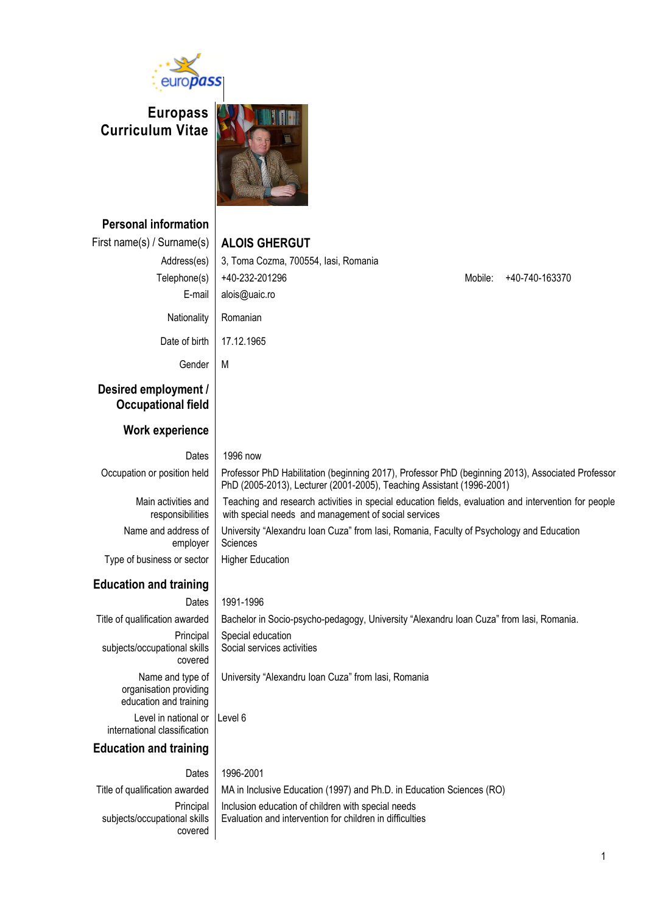# Europass Curriculum Vitae

## Personal information

| | |
|---|---|
| First name(s) / Surname(s) | **ALOIS GHERGUT** |
| Address(es) | 3, Toma Cozma, 700554, Iasi, Romania |
| Telephone(s) | +40-232-201296 &nbsp;&nbsp;&nbsp; Mobile: +40-740-163370 |
| E-mail | alois@uaic.ro |
| Nationality | Romanian |
| Date of birth | 17.12.1965 |
| Gender | M |

## Desired employment / Occupational field

## Work experience

| | |
|---|---|
| Dates | 1996 now |
| Occupation or position held | Professor PhD Habilitation (beginning 2017), Professor PhD (beginning 2013), Associated Professor PhD (2005-2013), Lecturer (2001-2005), Teaching Assistant (1996-2001) |
| Main activities and responsibilities | Teaching and research activities in special education fields, evaluation and intervention for people with special needs and management of social services |
| Name and address of employer | University "Alexandru Ioan Cuza" from Iasi, Romania, Faculty of Psychology and Education Sciences |
| Type of business or sector | Higher Education |

## Education and training

| | |
|---|---|
| Dates | 1991-1996 |
| Title of qualification awarded | Bachelor in Socio-psycho-pedagogy, University "Alexandru Ioan Cuza" from Iasi, Romania. |
| Principal subjects/occupational skills covered | Special education<br>Social services activities |
| Name and type of organisation providing education and training | University "Alexandru Ioan Cuza" from Iasi, Romania |
| Level in national or international classification | Level 6 |

## Education and training

| | |
|---|---|
| Dates | 1996-2001 |
| Title of qualification awarded | MA in Inclusive Education (1997) and Ph.D. in Education Sciences (RO) |
| Principal subjects/occupational skills covered | Inclusion education of children with special needs<br>Evaluation and intervention for children in difficulties |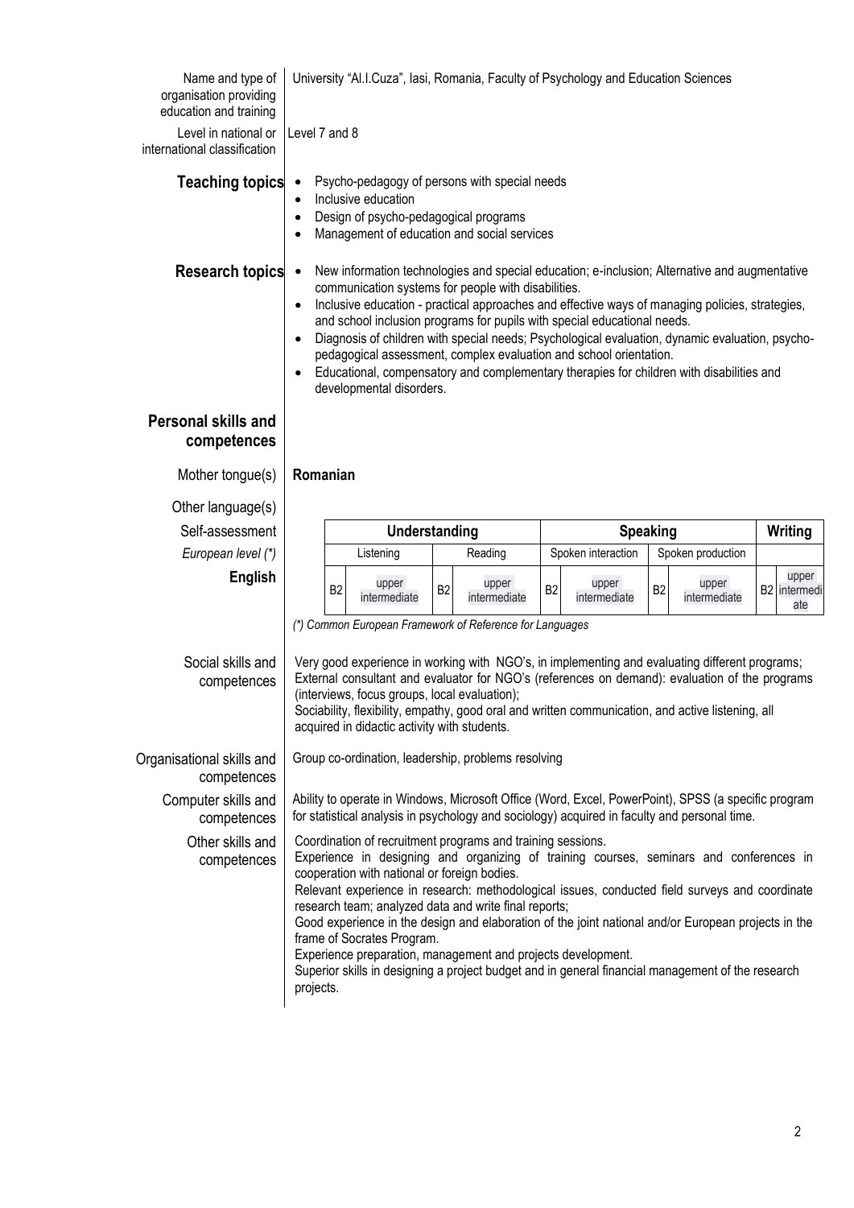Name and type of organisation providing education and training: University "Al.I.Cuza", Iasi, Romania, Faculty of Psychology and Education Sciences

Level in national or international classification: Level 7 and 8

**Teaching topics**

- Psycho-pedagogy of persons with special needs
- Inclusive education
- Design of psycho-pedagogical programs
- Management of education and social services

**Research topics**

- New information technologies and special education; e-inclusion; Alternative and augmentative communication systems for people with disabilities.
- Inclusive education - practical approaches and effective ways of managing policies, strategies, and school inclusion programs for pupils with special educational needs.
- Diagnosis of children with special needs; Psychological evaluation, dynamic evaluation, psycho-pedagogical assessment, complex evaluation and school orientation.
- Educational, compensatory and complementary therapies for children with disabilities and developmental disorders.

## Personal skills and competences

Mother tongue(s): **Romanian**

Other language(s)

| Self-assessment | Understanding | | | | Speaking | | | | Writing | |
|---|---|---|---|---|---|---|---|---|---|---|
| *European level (\*)* | Listening | | Reading | | Spoken interaction | | Spoken production | | | |
| **English** | B2 | upper intermediate | B2 | upper intermediate | B2 | upper intermediate | B2 | upper intermediate | B2 | upper intermediate |

*(\*) Common European Framework of Reference for Languages*

Social skills and competences: Very good experience in working with NGO's, in implementing and evaluating different programs; External consultant and evaluator for NGO's (references on demand): evaluation of the programs (interviews, focus groups, local evaluation);
Sociability, flexibility, empathy, good oral and written communication, and active listening, all acquired in didactic activity with students.

Organisational skills and competences: Group co-ordination, leadership, problems resolving

Computer skills and competences: Ability to operate in Windows, Microsoft Office (Word, Excel, PowerPoint), SPSS (a specific program for statistical analysis in psychology and sociology) acquired in faculty and personal time.

Other skills and competences: Coordination of recruitment programs and training sessions.
Experience in designing and organizing of training courses, seminars and conferences in cooperation with national or foreign bodies.
Relevant experience in research: methodological issues, conducted field surveys and coordinate research team; analyzed data and write final reports;
Good experience in the design and elaboration of the joint national and/or European projects in the frame of Socrates Program.
Experience preparation, management and projects development.
Superior skills in designing a project budget and in general financial management of the research projects.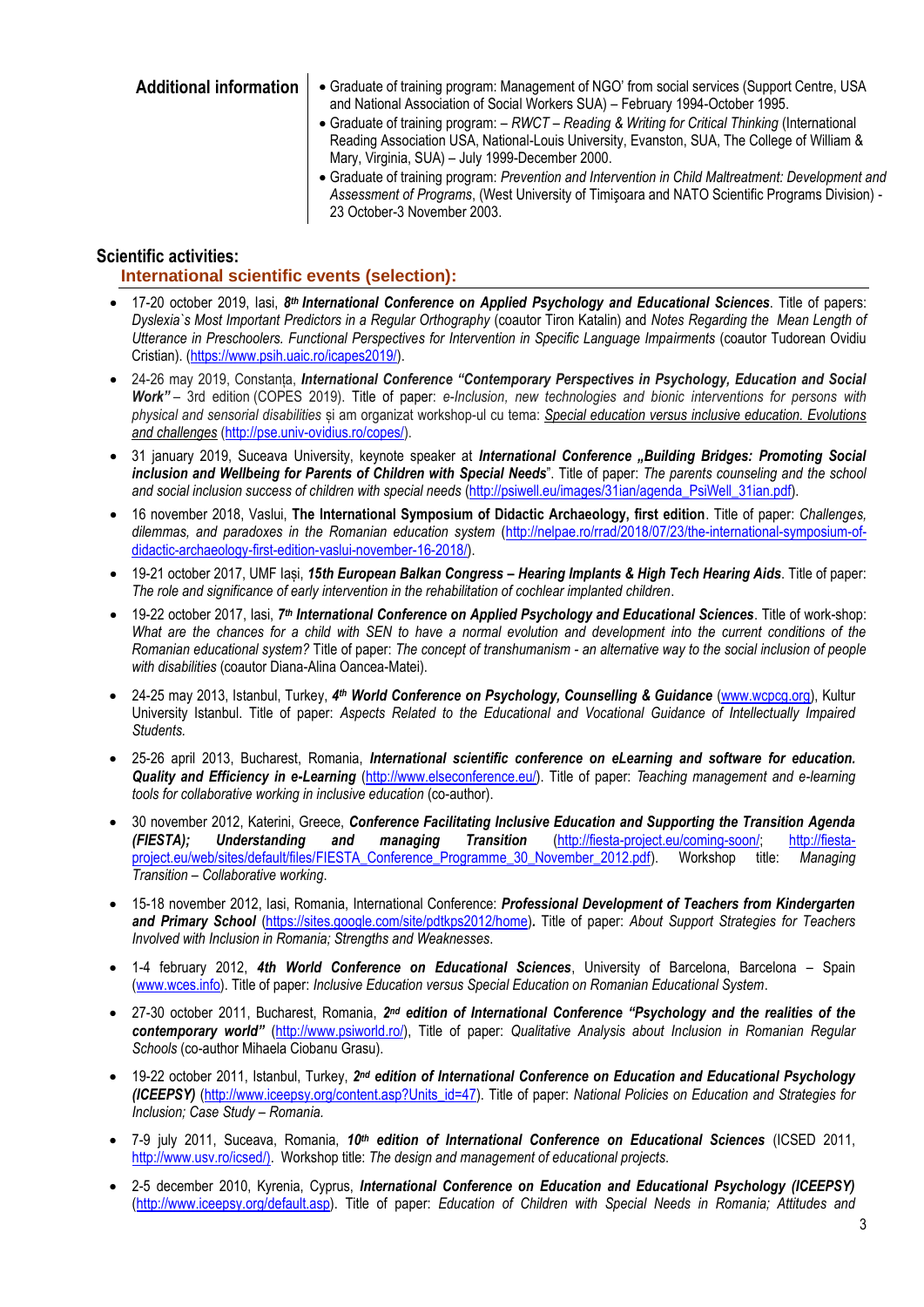**Additional information**

- Graduate of training program: Management of NGO' from social services (Support Centre, USA and National Association of Social Workers SUA) – February 1994-October 1995.
- Graduate of training program: – *RWCT – Reading & Writing for Critical Thinking* (International Reading Association USA, National-Louis University, Evanston, SUA, The College of William & Mary, Virginia, SUA) – July 1999-December 2000.
- Graduate of training program: *Prevention and Intervention in Child Maltreatment: Development and Assessment of Programs*, (West University of Timişoara and NATO Scientific Programs Division) - 23 October-3 November 2003.

## Scientific activities:

### International scientific events (selection):

- 17-20 october 2019, Iasi, ***8th International Conference on Applied Psychology and Educational Sciences***. Title of papers: *Dyslexia`s Most Important Predictors in a Regular Orthography* (coautor Tiron Katalin) and *Notes Regarding the Mean Length of Utterance in Preschoolers. Functional Perspectives for Intervention in Specific Language Impairments* (coautor Tudorean Ovidiu Cristian). (https://www.psih.uaic.ro/icapes2019/).
- 24-26 may 2019, Constanța, ***International Conference "Contemporary Perspectives in Psychology, Education and Social Work"*** – 3rd edition (COPES 2019). Title of paper: *e-Inclusion, new technologies and bionic interventions for persons with physical and sensorial disabilities* și am organizat workshop-ul cu tema: ***Special education versus inclusive education. Evolutions and challenges*** (http://pse.univ-ovidius.ro/copes/).
- 31 january 2019, Suceava University, keynote speaker at ***International Conference „Building Bridges: Promoting Social inclusion and Wellbeing for Parents of Children with Special Needs***". Title of paper: *The parents counseling and the school and social inclusion success of children with special needs* (http://psiwell.eu/images/31ian/agenda_PsiWell_31ian.pdf).
- 16 november 2018, Vaslui, **The International Symposium of Didactic Archaeology, first edition**. Title of paper: *Challenges, dilemmas, and paradoxes in the Romanian education system* (http://nelpae.ro/rrad/2018/07/23/the-international-symposium-of-didactic-archaeology-first-edition-vaslui-november-16-2018/).
- 19-21 october 2017, UMF Iași, ***15th European Balkan Congress – Hearing Implants & High Tech Hearing Aids***. Title of paper: *The role and significance of early intervention in the rehabilitation of cochlear implanted children*.
- 19-22 october 2017, Iasi, ***7th International Conference on Applied Psychology and Educational Sciences***. Title of work-shop: *What are the chances for a child with SEN to have a normal evolution and development into the current conditions of the Romanian educational system?* Title of paper: *The concept of transhumanism - an alternative way to the social inclusion of people with disabilities* (coautor Diana-Alina Oancea-Matei).
- 24-25 may 2013, Istanbul, Turkey, ***4th World Conference on Psychology, Counselling & Guidance*** (www.wcpcg.org), Kultur University Istanbul. Title of paper: *Aspects Related to the Educational and Vocational Guidance of Intellectually Impaired Students.*
- 25-26 april 2013, Bucharest, Romania, ***International scientific conference on eLearning and software for education. Quality and Efficiency in e-Learning*** (http://www.elseconference.eu/). Title of paper: *Teaching management and e-learning tools for collaborative working in inclusive education* (co-author).
- 30 november 2012, Katerini, Greece, ***Conference Facilitating Inclusive Education and Supporting the Transition Agenda (FIESTA); Understanding and managing Transition*** (http://fiesta-project.eu/coming-soon/; http://fiesta-project.eu/web/sites/default/files/FIESTA_Conference_Programme_30_November_2012.pdf). Workshop title: *Managing Transition – Collaborative working*.
- 15-18 november 2012, Iasi, Romania, International Conference: ***Professional Development of Teachers from Kindergarten and Primary School*** (https://sites.google.com/site/pdtkps2012/home)**.** Title of paper: *About Support Strategies for Teachers Involved with Inclusion in Romania; Strengths and Weaknesses*.
- 1-4 february 2012, ***4th World Conference on Educational Sciences***, University of Barcelona, Barcelona – Spain (www.wces.info). Title of paper: *Inclusive Education versus Special Education on Romanian Educational System*.
- 27-30 october 2011, Bucharest, Romania, ***2nd edition of International Conference "Psychology and the realities of the contemporary world"*** (http://www.psiworld.ro/), Title of paper: *Qualitative Analysis about Inclusion in Romanian Regular Schools* (co-author Mihaela Ciobanu Grasu).
- 19-22 october 2011, Istanbul, Turkey, ***2nd edition of International Conference on Education and Educational Psychology (ICEEPSY)*** (http://www.iceepsy.org/content.asp?Units_id=47). Title of paper: *National Policies on Education and Strategies for Inclusion; Case Study – Romania.*
- 7-9 july 2011, Suceava, Romania, ***10th edition of International Conference on Educational Sciences*** (ICSED 2011, http://www.usv.ro/icsed/). Workshop title: *The design and management of educational projects*.
- 2-5 december 2010, Kyrenia, Cyprus, ***International Conference on Education and Educational Psychology (ICEEPSY)*** (http://www.iceepsy.org/default.asp). Title of paper: *Education of Children with Special Needs in Romania; Attitudes and*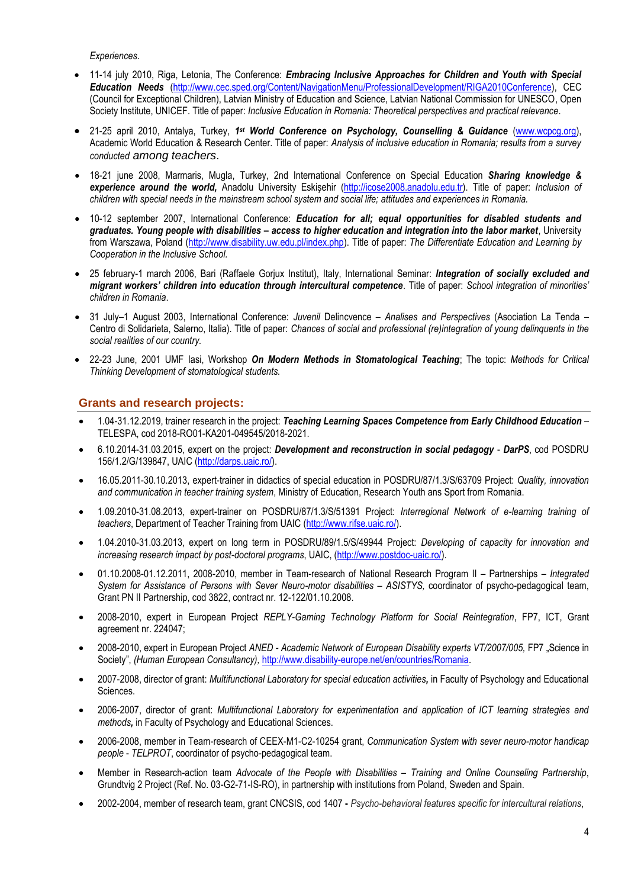*Experiences*.

- 11-14 july 2010, Riga, Letonia, The Conference: ***Embracing Inclusive Approaches for Children and Youth with Special Education Needs*** (http://www.cec.sped.org/Content/NavigationMenu/ProfessionalDevelopment/RIGA2010Conference), CEC (Council for Exceptional Children), Latvian Ministry of Education and Science, Latvian National Commission for UNESCO, Open Society Institute, UNICEF. Title of paper: *Inclusive Education in Romania: Theoretical perspectives and practical relevance*.
- 21-25 april 2010, Antalya, Turkey, ***1st World Conference on Psychology, Counselling & Guidance*** (www.wcpcg.org), Academic World Education & Research Center. Title of paper: *Analysis of inclusive education in Romania; results from a survey conducted among teachers*.
- 18-21 june 2008, Marmaris, Mugla, Turkey, 2nd International Conference on Special Education ***Sharing knowledge & experience around the world,*** Anadolu University Eskişehir (http://icose2008.anadolu.edu.tr). Title of paper: *Inclusion of children with special needs in the mainstream school system and social life; attitudes and experiences in Romania.*
- 10-12 september 2007, International Conference: ***Education for all; equal opportunities for disabled students and graduates. Young people with disabilities – access to higher education and integration into the labor market***, University from Warszawa, Poland (http://www.disability.uw.edu.pl/index.php). Title of paper: *The Differentiate Education and Learning by Cooperation in the Inclusive School.*
- 25 february-1 march 2006, Bari (Raffaele Gorjux Institut), Italy, International Seminar: ***Integration of socially excluded and migrant workers' children into education through intercultural competence***. Title of paper: *School integration of minorities' children in Romania*.
- 31 July–1 August 2003, International Conference: *Juvenil* Delincvence – *Analises and Perspectives* (Asociation La Tenda – Centro di Solidarieta, Salerno, Italia). Title of paper: *Chances of social and professional (re)integration of young delinquents in the social realities of our country.*
- 22-23 June, 2001 UMF Iasi, Workshop ***On Modern Methods in Stomatological Teaching***; The topic: *Methods for Critical Thinking Development of stomatological students.*

## Grants and research projects:

- 1.04-31.12.2019, trainer research in the project: ***Teaching Learning Spaces Competence from Early Childhood Education*** – TELESPA, cod 2018-RO01-KA201-049545/2018-2021.
- 6.10.2014-31.03.2015, expert on the project: ***Development and reconstruction in social pedagogy*** - ***DarPS***, cod POSDRU 156/1.2/G/139847, UAIC (http://darps.uaic.ro/).
- 16.05.2011-30.10.2013, expert-trainer in didactics of special education in POSDRU/87/1.3/S/63709 Project: *Quality, innovation and communication in teacher training system*, Ministry of Education, Research Youth ans Sport from Romania.
- 1.09.2010-31.08.2013, expert-trainer on POSDRU/87/1.3/S/51391 Project: *Interregional Network of e-learning training of teachers*, Department of Teacher Training from UAIC (http://www.rifse.uaic.ro/).
- 1.04.2010-31.03.2013, expert on long term in POSDRU/89/1.5/S/49944 Project: *Developing of capacity for innovation and increasing research impact by post-doctoral programs*, UAIC, (http://www.postdoc-uaic.ro/).
- 01.10.2008-01.12.2011, 2008-2010, member in Team-research of National Research Program II – Partnerships – *Integrated System for Assistance of Persons with Sever Neuro-motor disabilities – ASISTYS,* coordinator of psycho-pedagogical team, Grant PN II Partnership, cod 3822, contract nr. 12-122/01.10.2008.
- 2008-2010, expert in European Project *REPLY-Gaming Technology Platform for Social Reintegration*, FP7, ICT, Grant agreement nr. 224047;
- 2008-2010, expert in European Project *ANED - Academic Network of European Disability experts VT/2007/005,* FP7 „Science in Society", *(Human European Consultancy),* http://www.disability-europe.net/en/countries/Romania.
- 2007-2008, director of grant: *Multifunctional Laboratory for special education activities****,*** in Faculty of Psychology and Educational Sciences.
- 2006-2007, director of grant: *Multifunctional Laboratory for experimentation and application of ICT learning strategies and methods****,*** in Faculty of Psychology and Educational Sciences.
- 2006-2008, member in Team-research of CEEX-M1-C2-10254 grant, *Communication System with sever neuro-motor handicap people - TELPROT*, coordinator of psycho-pedagogical team.
- Member in Research-action team *Advocate of the People with Disabilities – Training and Online Counseling Partnership*, Grundtvig 2 Project (Ref. No. 03-G2-71-IS-RO), in partnership with institutions from Poland, Sweden and Spain.
- 2002-2004, member of research team, grant CNCSIS, cod 1407 **-** *Psycho-behavioral features specific for intercultural relations*,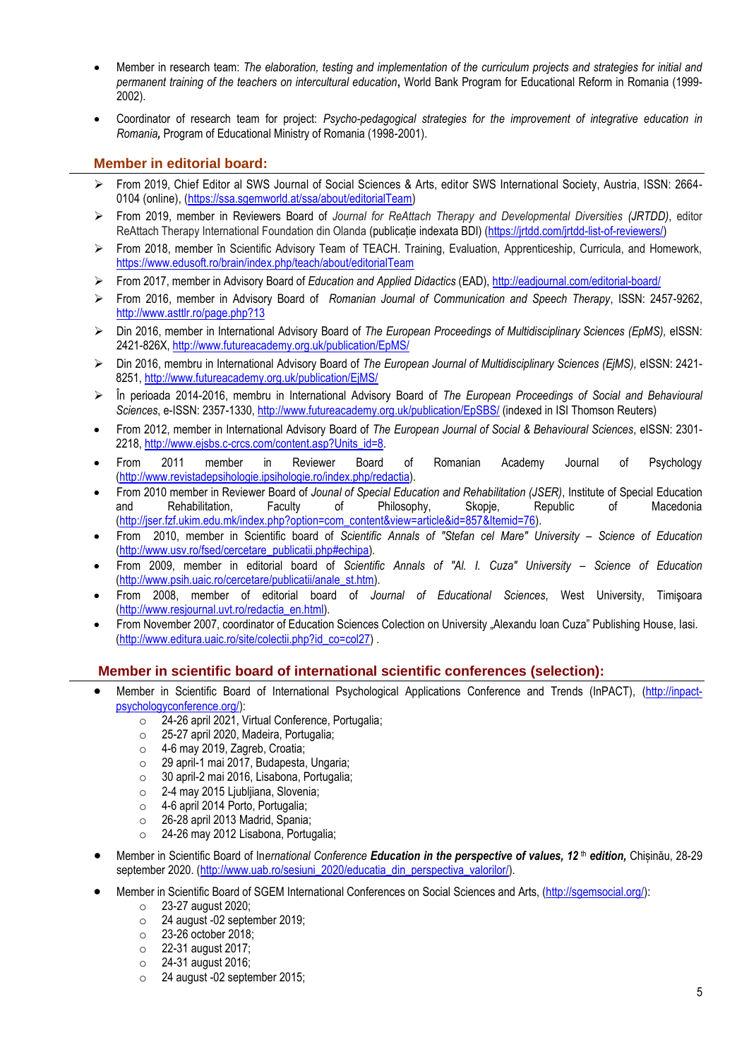- Member in research team: *The elaboration, testing and implementation of the curriculum projects and strategies for initial and permanent training of the teachers on intercultural education*, World Bank Program for Educational Reform in Romania (1999-2002).
- Coordinator of research team for project: *Psycho-pedagogical strategies for the improvement of integrative education in Romania,* Program of Educational Ministry of Romania (1998-2001).

## Member in editorial board:

- From 2019, Chief Editor al SWS Journal of Social Sciences & Arts, editor SWS International Society, Austria, ISSN: 2664-0104 (online), (https://ssa.sgemworld.at/ssa/about/editorialTeam)
- From 2019, member in Reviewers Board of *Journal for ReAttach Therapy and Developmental Diversities (JRTDD)*, editor ReAttach Therapy International Foundation din Olanda (publicație indexata BDI) (https://jrtdd.com/jrtdd-list-of-reviewers/)
- From 2018, member în Scientific Advisory Team of TEACH. Training, Evaluation, Apprenticeship, Curricula, and Homework, https://www.edusoft.ro/brain/index.php/teach/about/editorialTeam
- From 2017, member in Advisory Board of *Education and Applied Didactics* (EAD), http://eadjournal.com/editorial-board/
- From 2016, member in Advisory Board of *Romanian Journal of Communication and Speech Therapy*, ISSN: 2457-9262, http://www.asttlr.ro/page.php?13
- Din 2016, member in International Advisory Board of *The European Proceedings of Multidisciplinary Sciences (EpMS),* eISSN: 2421-826X, http://www.futureacademy.org.uk/publication/EpMS/
- Din 2016, membru in International Advisory Board of *The European Journal of Multidisciplinary Sciences (EjMS),* eISSN: 2421-8251, http://www.futureacademy.org.uk/publication/EjMS/
- În perioada 2014-2016, membru in International Advisory Board of *The European Proceedings of Social and Behavioural Sciences*, e-ISSN: 2357-1330, http://www.futureacademy.org.uk/publication/EpSBS/ (indexed in ISI Thomson Reuters)
- From 2012, member in International Advisory Board of *The European Journal of Social & Behavioural Sciences*, eISSN: 2301-2218, http://www.ejsbs.c-crcs.com/content.asp?Units_id=8.
- From 2011 member in Reviewer Board of Romanian Academy Journal of Psychology (http://www.revistadepsihologie.ipsihologie.ro/index.php/redactia).
- From 2010 member in Reviewer Board of *Jounal of Special Education and Rehabilitation (JSER)*, Institute of Special Education and Rehabilitation, Faculty of Philosophy, Skopje, Republic of Macedonia (http://jser.fzf.ukim.edu.mk/index.php?option=com_content&view=article&id=857&Itemid=76).
- From 2010, member in Scientific board of *Scientific Annals of "Stefan cel Mare" University – Science of Education* (http://www.usv.ro/fsed/cercetare_publicatii.php#echipa).
- From 2009, member in editorial board of *Scientific Annals of "Al. I. Cuza" University – Science of Education* (http://www.psih.uaic.ro/cercetare/publicatii/anale_st.htm).
- From 2008, member of editorial board of *Journal of Educational Sciences*, West University, Timişoara (http://www.resjournal.uvt.ro/redactia_en.html).
- From November 2007, coordinator of Education Sciences Colection on University „Alexandu Ioan Cuza" Publishing House, Iasi. (http://www.editura.uaic.ro/site/colectii.php?id_co=col27) .

## Member in scientific board of international scientific conferences (selection):

- Member in Scientific Board of International Psychological Applications Conference and Trends (InPACT), (http://inpact-psychologyconference.org/):
  - 24-26 april 2021, Virtual Conference, Portugalia;
  - 25-27 april 2020, Madeira, Portugalia;
  - 4-6 may 2019, Zagreb, Croatia;
  - 29 april-1 mai 2017, Budapesta, Ungaria;
  - 30 april-2 mai 2016, Lisabona, Portugalia;
  - 2-4 may 2015 Ljubljiana, Slovenia;
  - 4-6 april 2014 Porto, Portugalia;
  - 26-28 april 2013 Madrid, Spania;
  - 24-26 may 2012 Lisabona, Portugalia;
- Member in Scientific Board of In*ernational Conference* ***Education in the perspective of values, 12*** th ***edition,*** Chișinău, 28-29 september 2020. (http://www.uab.ro/sesiuni_2020/educatia_din_perspectiva_valorilor/).
- Member in Scientific Board of SGEM International Conferences on Social Sciences and Arts, (http://sgemsocial.org/):
  - 23-27 august 2020;
  - 24 august -02 september 2019;
  - 23-26 october 2018;
  - 22-31 august 2017;
  - 24-31 august 2016;
  - 24 august -02 september 2015;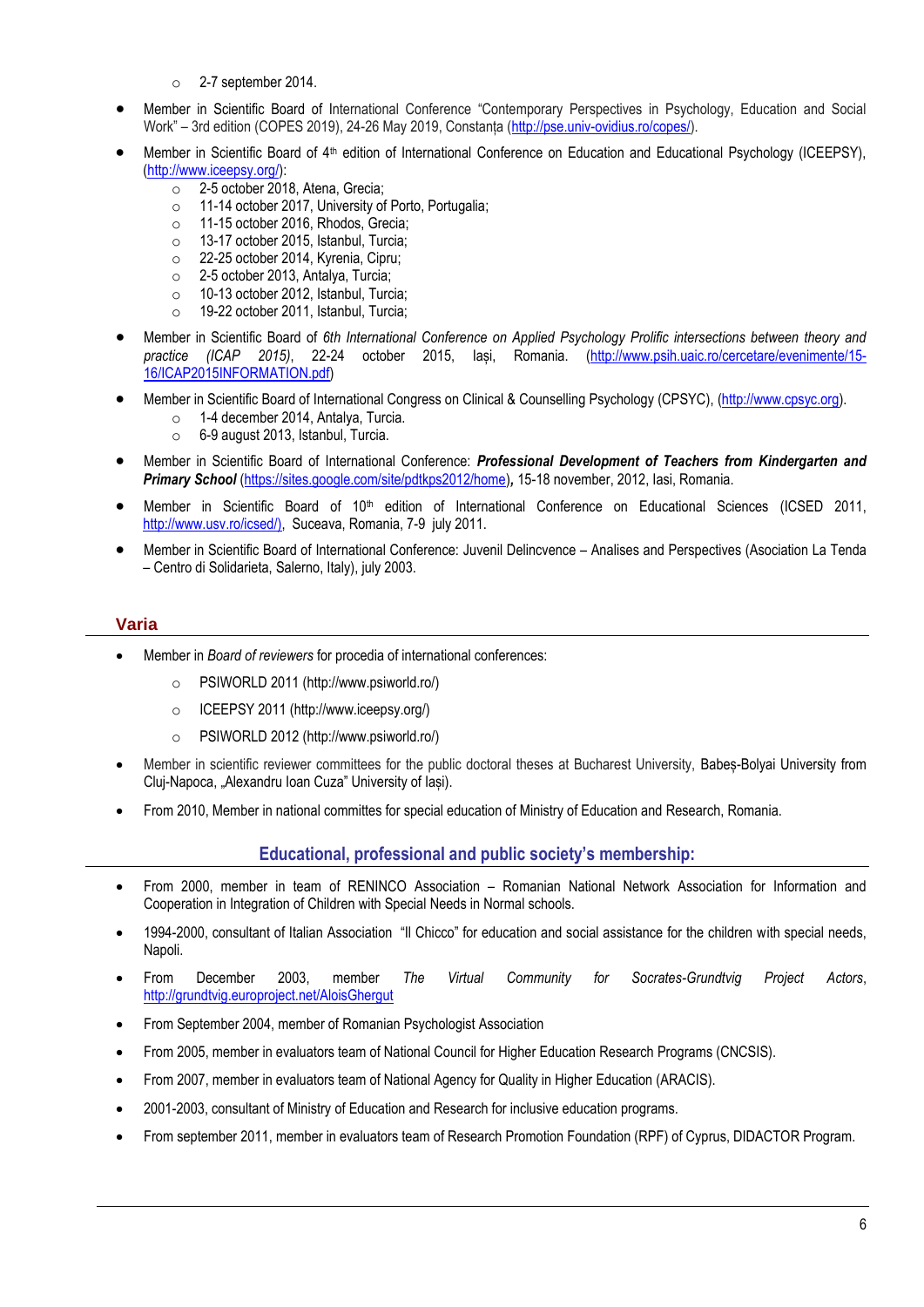- 2-7 september 2014.

- Member in Scientific Board of International Conference "Contemporary Perspectives in Psychology, Education and Social Work" – 3rd edition (COPES 2019), 24-26 May 2019, Constanța (http://pse.univ-ovidius.ro/copes/).
- Member in Scientific Board of 4th edition of International Conference on Education and Educational Psychology (ICEEPSY), (http://www.iceepsy.org/):
  - 2-5 october 2018, Atena, Grecia;
  - 11-14 october 2017, University of Porto, Portugalia;
  - 11-15 october 2016, Rhodos, Grecia;
  - 13-17 october 2015, Istanbul, Turcia;
  - 22-25 october 2014, Kyrenia, Cipru;
  - 2-5 october 2013, Antalya, Turcia;
  - 10-13 october 2012, Istanbul, Turcia;
  - 19-22 october 2011, Istanbul, Turcia;
- Member in Scientific Board of *6th International Conference on Applied Psychology Prolific intersections between theory and practice (ICAP 2015)*, 22-24 october 2015, Iași, Romania. (http://www.psih.uaic.ro/cercetare/evenimente/15-16/ICAP2015INFORMATION.pdf)
- Member in Scientific Board of International Congress on Clinical & Counselling Psychology (CPSYC), (http://www.cpsyc.org).
  - 1-4 december 2014, Antalya, Turcia.
  - 6-9 august 2013, Istanbul, Turcia.
- Member in Scientific Board of International Conference: ***Professional Development of Teachers from Kindergarten and Primary School*** (https://sites.google.com/site/pdtkps2012/home)**,** 15-18 november, 2012, Iasi, Romania.
- Member in Scientific Board of 10th edition of International Conference on Educational Sciences (ICSED 2011, http://www.usv.ro/icsed/), Suceava, Romania, 7-9 july 2011.
- Member in Scientific Board of International Conference: Juvenil Delincvence – Analises and Perspectives (Asociation La Tenda – Centro di Solidarieta, Salerno, Italy), july 2003.

## Varia

- Member in *Board of reviewers* for procedia of international conferences:
  - PSIWORLD 2011 (http://www.psiworld.ro/)
  - ICEEPSY 2011 (http://www.iceepsy.org/)
  - PSIWORLD 2012 (http://www.psiworld.ro/)
- Member in scientific reviewer committees for the public doctoral theses at Bucharest University, Babeș-Bolyai University from Cluj-Napoca, „Alexandru Ioan Cuza" University of Iași).
- From 2010, Member in national committes for special education of Ministry of Education and Research, Romania.

## Educational, professional and public society's membership:

- From 2000, member in team of RENINCO Association – Romanian National Network Association for Information and Cooperation in Integration of Children with Special Needs in Normal schools.
- 1994-2000, consultant of Italian Association "Il Chicco" for education and social assistance for the children with special needs, Napoli.
- From December 2003, member *The Virtual Community for Socrates-Grundtvig Project Actors*, http://grundtvig.europroject.net/AloisGhergut
- From September 2004, member of Romanian Psychologist Association
- From 2005, member in evaluators team of National Council for Higher Education Research Programs (CNCSIS).
- From 2007, member in evaluators team of National Agency for Quality in Higher Education (ARACIS).
- 2001-2003, consultant of Ministry of Education and Research for inclusive education programs.
- From september 2011, member in evaluators team of Research Promotion Foundation (RPF) of Cyprus, DIDACTOR Program.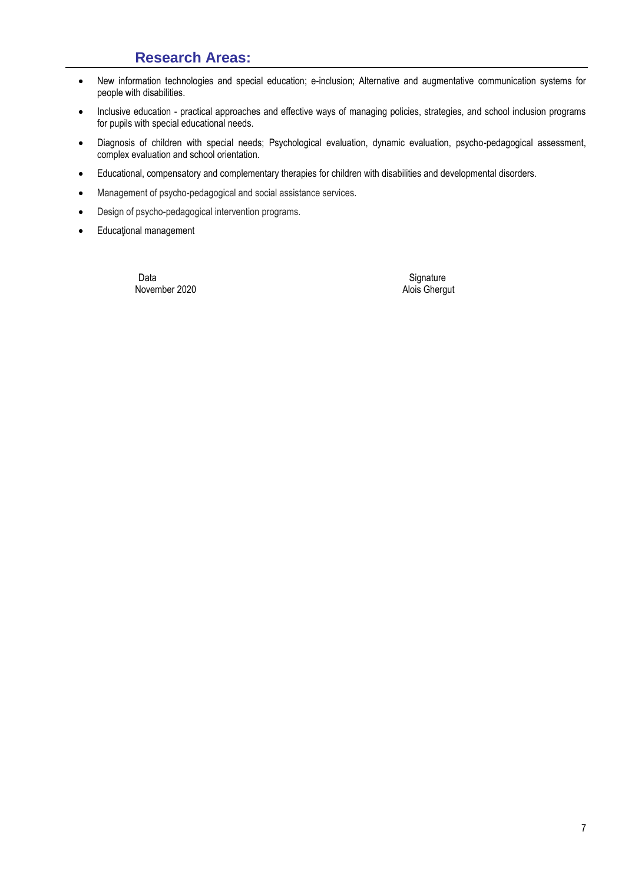## Research Areas:

- New information technologies and special education; e-inclusion; Alternative and augmentative communication systems for people with disabilities.
- Inclusive education - practical approaches and effective ways of managing policies, strategies, and school inclusion programs for pupils with special educational needs.
- Diagnosis of children with special needs; Psychological evaluation, dynamic evaluation, psycho-pedagogical assessment, complex evaluation and school orientation.
- Educational, compensatory and complementary therapies for children with disabilities and developmental disorders.
- Management of psycho-pedagogical and social assistance services.
- Design of psycho-pedagogical intervention programs.
- Educaţional management

Data
November 2020

Signature
Alois Ghergut